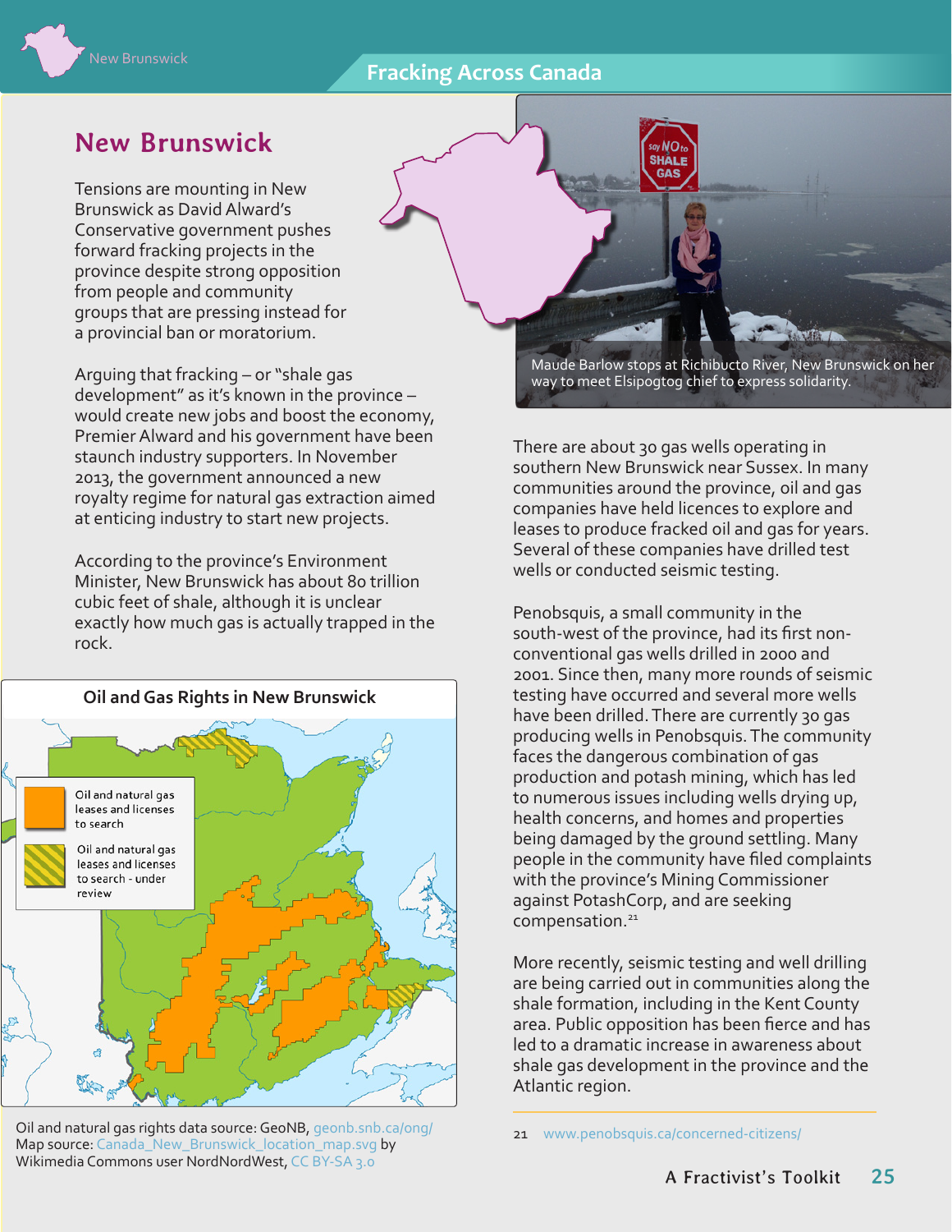# New Brunswick

Tensions are mounting in New Brunswick as David Alward's Conservative government pushes forward fracking projects in the province despite strong opposition from people and community groups that are pressing instead for a provincial ban or moratorium.

Arguing that fracking – or "shale gas development" as it's known in the province – would create new jobs and boost the economy, Premier Alward and his government have been staunch industry supporters. In November 2013, the government announced a new royalty regime for natural gas extraction aimed at enticing industry to start new projects.

According to the province's Environment Minister, New Brunswick has about 80 trillion cubic feet of shale, although it is unclear exactly how much gas is actually trapped in the rock.

**Oil and Gas Rights in New Brunswick**

- Oil and natural gas leases and licenses to search
- Oil and natural gas leases and licenses to search - under review

Oil and natural gas rights data source: GeoNB, geonb.snb.ca/ong/
Map source: Canada_New_Brunswick_location_map.svg by Wikimedia Commons user NordNordWest, CC BY-SA 3.0

Maude Barlow stops at Richibucto River, New Brunswick on her way to meet Elsipogtog chief to express solidarity.

There are about 30 gas wells operating in southern New Brunswick near Sussex. In many communities around the province, oil and gas companies have held licences to explore and leases to produce fracked oil and gas for years. Several of these companies have drilled test wells or conducted seismic testing.

Penobsquis, a small community in the south-west of the province, had its first non-conventional gas wells drilled in 2000 and 2001. Since then, many more rounds of seismic testing have occurred and several more wells have been drilled. There are currently 30 gas producing wells in Penobsquis. The community faces the dangerous combination of gas production and potash mining, which has led to numerous issues including wells drying up, health concerns, and homes and properties being damaged by the ground settling. Many people in the community have filed complaints with the province's Mining Commissioner against PotashCorp, and are seeking compensation.[21]

More recently, seismic testing and well drilling are being carried out in communities along the shale formation, including in the Kent County area. Public opposition has been fierce and has led to a dramatic increase in awareness about shale gas development in the province and the Atlantic region.

21 www.penobsquis.ca/concerned-citizens/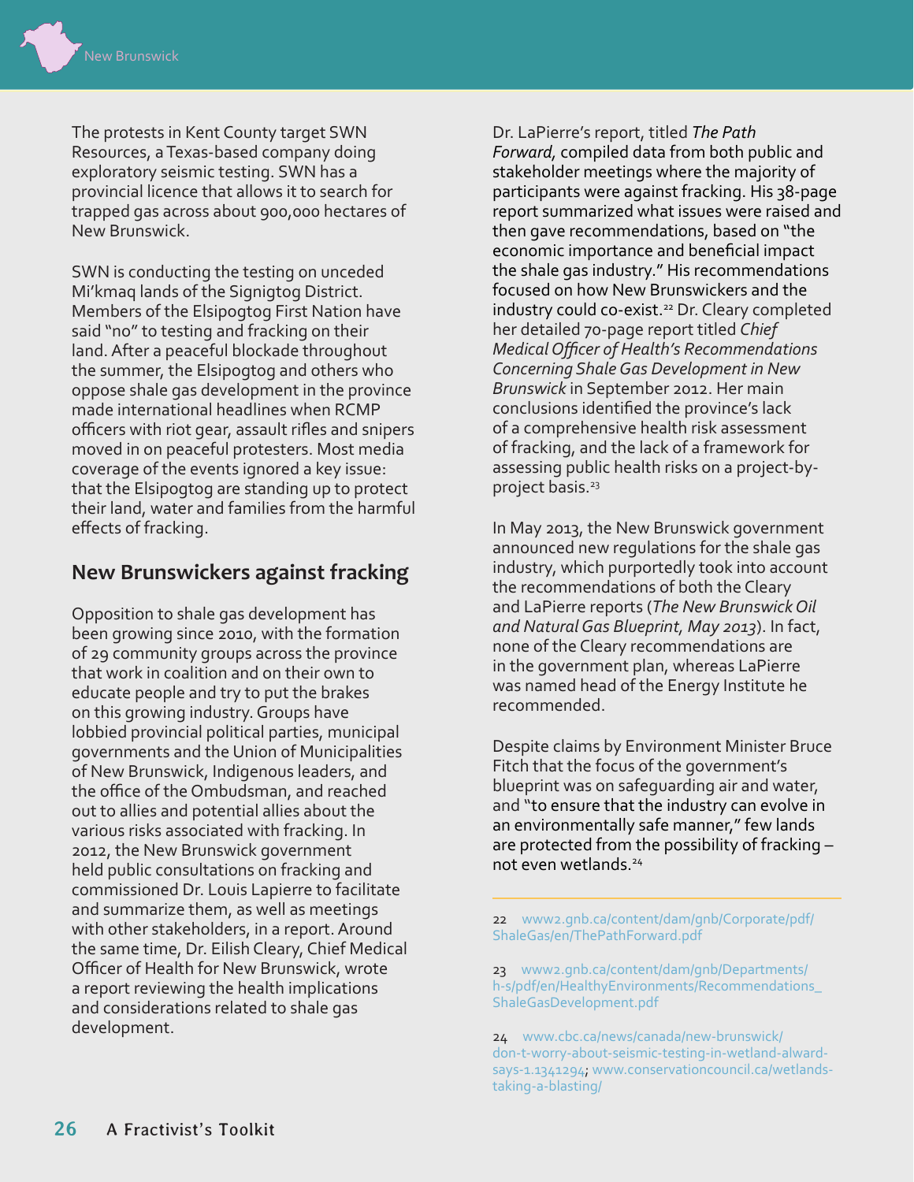The protests in Kent County target SWN Resources, a Texas-based company doing exploratory seismic testing. SWN has a provincial licence that allows it to search for trapped gas across about 900,000 hectares of New Brunswick.

SWN is conducting the testing on unceded Mi'kmaq lands of the Signigtog District. Members of the Elsipogtog First Nation have said "no" to testing and fracking on their land. After a peaceful blockade throughout the summer, the Elsipogtog and others who oppose shale gas development in the province made international headlines when RCMP officers with riot gear, assault rifles and snipers moved in on peaceful protesters. Most media coverage of the events ignored a key issue: that the Elsipogtog are standing up to protect their land, water and families from the harmful effects of fracking.

## New Brunswickers against fracking

Opposition to shale gas development has been growing since 2010, with the formation of 29 community groups across the province that work in coalition and on their own to educate people and try to put the brakes on this growing industry. Groups have lobbied provincial political parties, municipal governments and the Union of Municipalities of New Brunswick, Indigenous leaders, and the office of the Ombudsman, and reached out to allies and potential allies about the various risks associated with fracking. In 2012, the New Brunswick government held public consultations on fracking and commissioned Dr. Louis Lapierre to facilitate and summarize them, as well as meetings with other stakeholders, in a report. Around the same time, Dr. Eilish Cleary, Chief Medical Officer of Health for New Brunswick, wrote a report reviewing the health implications and considerations related to shale gas development.

Dr. LaPierre's report, titled *The Path Forward*, compiled data from both public and stakeholder meetings where the majority of participants were against fracking. His 38-page report summarized what issues were raised and then gave recommendations, based on "the economic importance and beneficial impact the shale gas industry." His recommendations focused on how New Brunswickers and the industry could co-exist.[22] Dr. Cleary completed her detailed 70-page report titled *Chief Medical Officer of Health's Recommendations Concerning Shale Gas Development in New Brunswick* in September 2012. Her main conclusions identified the province's lack of a comprehensive health risk assessment of fracking, and the lack of a framework for assessing public health risks on a project-by-project basis.[23]

In May 2013, the New Brunswick government announced new regulations for the shale gas industry, which purportedly took into account the recommendations of both the Cleary and LaPierre reports (*The New Brunswick Oil and Natural Gas Blueprint, May 2013*). In fact, none of the Cleary recommendations are in the government plan, whereas LaPierre was named head of the Energy Institute he recommended.

Despite claims by Environment Minister Bruce Fitch that the focus of the government's blueprint was on safeguarding air and water, and "to ensure that the industry can evolve in an environmentally safe manner," few lands are protected from the possibility of fracking – not even wetlands.[24]

---

22 www2.gnb.ca/content/dam/gnb/Corporate/pdf/ShaleGas/en/ThePathForward.pdf

23 www2.gnb.ca/content/dam/gnb/Departments/h-s/pdf/en/HealthyEnvironments/Recommendations_ShaleGasDevelopment.pdf

24 www.cbc.ca/news/canada/new-brunswick/don-t-worry-about-seismic-testing-in-wetland-alward-says-1.1341294; www.conservationcouncil.ca/wetlands-taking-a-blasting/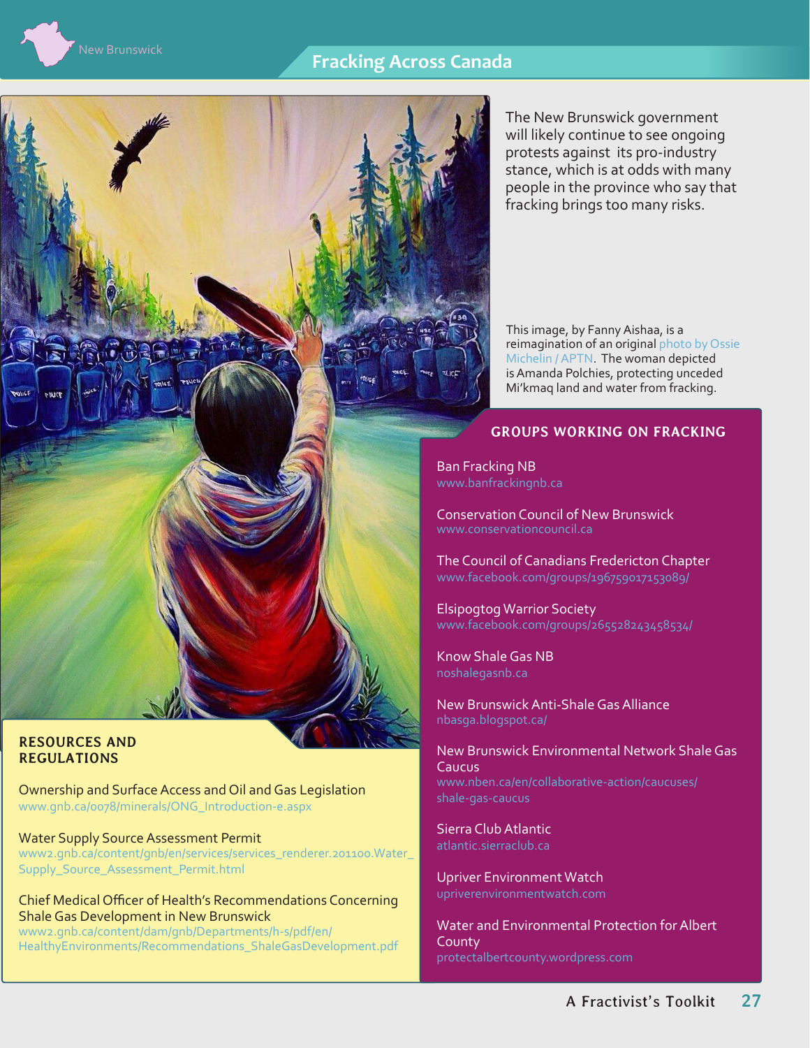The New Brunswick government will likely continue to see ongoing protests against its pro-industry stance, which is at odds with many people in the province who say that fracking brings too many risks.

This image, by Fanny Aishaa, is a reimagination of an original photo by Ossie Michelin / APTN. The woman depicted is Amanda Polchies, protecting unceded Mi'kmaq land and water from fracking.

## GROUPS WORKING ON FRACKING

Ban Fracking NB
www.banfrackingnb.ca

Conservation Council of New Brunswick
www.conservationcouncil.ca

The Council of Canadians Fredericton Chapter
www.facebook.com/groups/196759017153089/

Elsipogtog Warrior Society
www.facebook.com/groups/265528243458534/

Know Shale Gas NB
noshalegasnb.ca

New Brunswick Anti-Shale Gas Alliance
nbasga.blogspot.ca/

New Brunswick Environmental Network Shale Gas Caucus
www.nben.ca/en/collaborative-action/caucuses/shale-gas-caucus

Sierra Club Atlantic
atlantic.sierraclub.ca

Upriver Environment Watch
upriverenvironmentwatch.com

Water and Environmental Protection for Albert County
protectalbertcounty.wordpress.com

## RESOURCES AND REGULATIONS

Ownership and Surface Access and Oil and Gas Legislation
www.gnb.ca/0078/minerals/ONG_Introduction-e.aspx

Water Supply Source Assessment Permit
www2.gnb.ca/content/gnb/en/services/services_renderer.201100.Water_Supply_Source_Assessment_Permit.html

Chief Medical Officer of Health's Recommendations Concerning Shale Gas Development in New Brunswick
www2.gnb.ca/content/dam/gnb/Departments/h-s/pdf/en/HealthyEnvironments/Recommendations_ShaleGasDevelopment.pdf